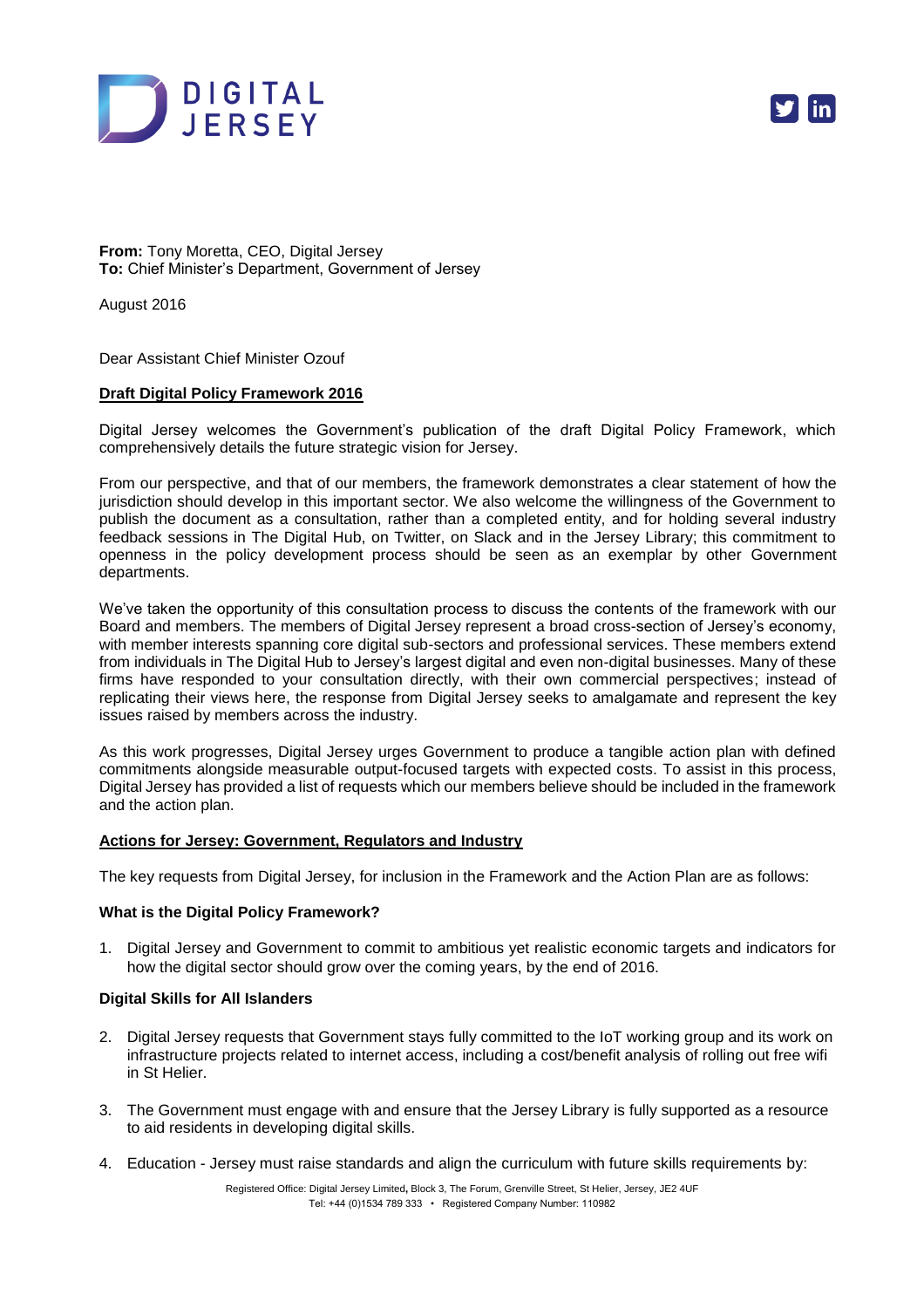**From:** Tony Moretta, CEO, Digital Jersey
**To:** Chief Minister's Department, Government of Jersey

August 2016

Dear Assistant Chief Minister Ozouf

**Draft Digital Policy Framework 2016**

Digital Jersey welcomes the Government's publication of the draft Digital Policy Framework, which comprehensively details the future strategic vision for Jersey.

From our perspective, and that of our members, the framework demonstrates a clear statement of how the jurisdiction should develop in this important sector. We also welcome the willingness of the Government to publish the document as a consultation, rather than a completed entity, and for holding several industry feedback sessions in The Digital Hub, on Twitter, on Slack and in the Jersey Library; this commitment to openness in the policy development process should be seen as an exemplar by other Government departments.

We've taken the opportunity of this consultation process to discuss the contents of the framework with our Board and members. The members of Digital Jersey represent a broad cross-section of Jersey's economy, with member interests spanning core digital sub-sectors and professional services. These members extend from individuals in The Digital Hub to Jersey's largest digital and even non-digital businesses. Many of these firms have responded to your consultation directly, with their own commercial perspectives; instead of replicating their views here, the response from Digital Jersey seeks to amalgamate and represent the key issues raised by members across the industry.

As this work progresses, Digital Jersey urges Government to produce a tangible action plan with defined commitments alongside measurable output-focused targets with expected costs. To assist in this process, Digital Jersey has provided a list of requests which our members believe should be included in the framework and the action plan.

**Actions for Jersey: Government, Regulators and Industry**

The key requests from Digital Jersey, for inclusion in the Framework and the Action Plan are as follows:

**What is the Digital Policy Framework?**

1. Digital Jersey and Government to commit to ambitious yet realistic economic targets and indicators for how the digital sector should grow over the coming years, by the end of 2016.

**Digital Skills for All Islanders**

2. Digital Jersey requests that Government stays fully committed to the IoT working group and its work on infrastructure projects related to internet access, including a cost/benefit analysis of rolling out free wifi in St Helier.

3. The Government must engage with and ensure that the Jersey Library is fully supported as a resource to aid residents in developing digital skills.

4. Education - Jersey must raise standards and align the curriculum with future skills requirements by: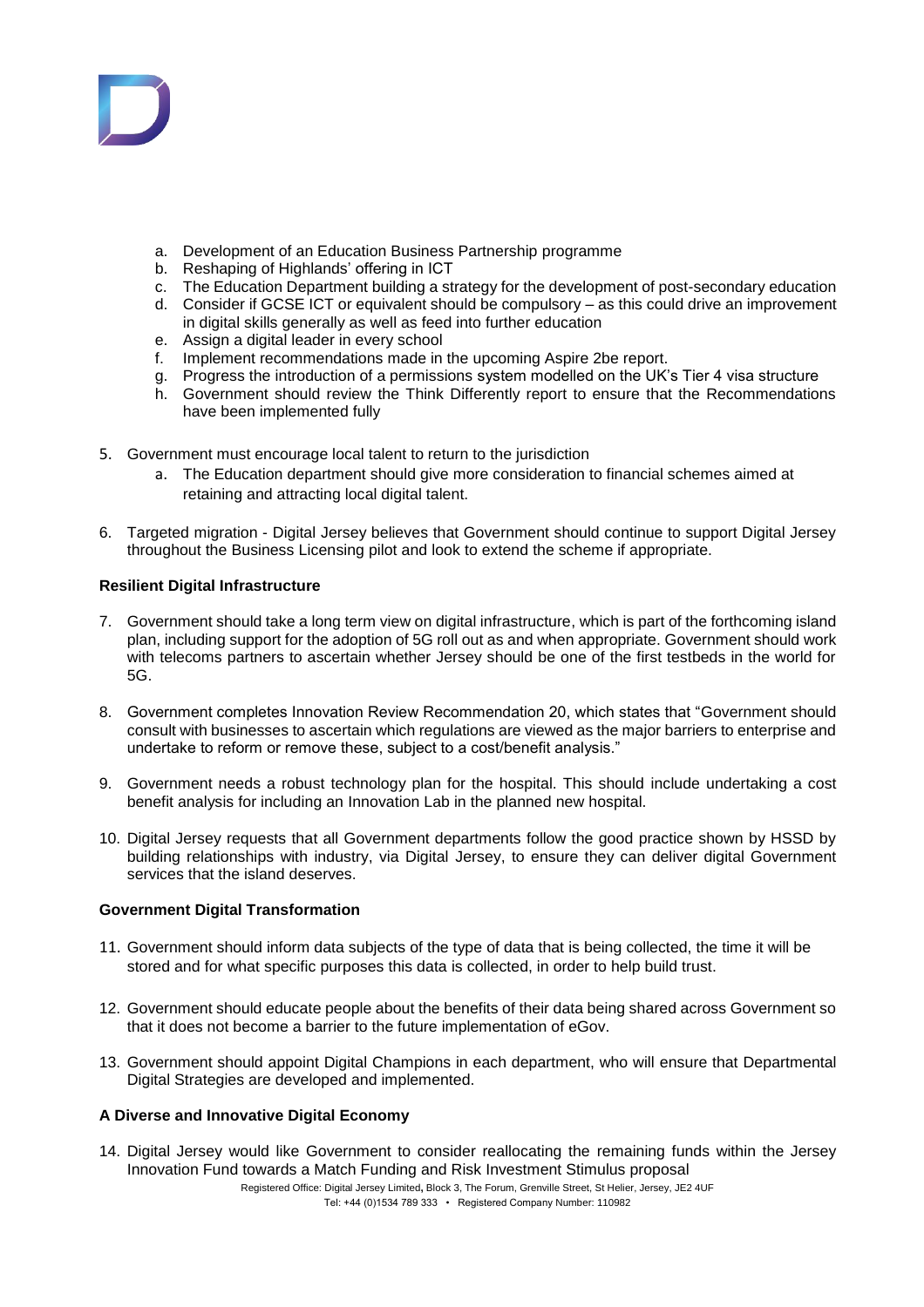a. Development of an Education Business Partnership programme
   b. Reshaping of Highlands' offering in ICT
   c. The Education Department building a strategy for the development of post-secondary education
   d. Consider if GCSE ICT or equivalent should be compulsory – as this could drive an improvement in digital skills generally as well as feed into further education
   e. Assign a digital leader in every school
   f. Implement recommendations made in the upcoming Aspire 2be report.
   g. Progress the introduction of a permissions system modelled on the UK's Tier 4 visa structure
   h. Government should review the Think Differently report to ensure that the Recommendations have been implemented fully

5. Government must encourage local talent to return to the jurisdiction
   a. The Education department should give more consideration to financial schemes aimed at retaining and attracting local digital talent.

6. Targeted migration - Digital Jersey believes that Government should continue to support Digital Jersey throughout the Business Licensing pilot and look to extend the scheme if appropriate.

**Resilient Digital Infrastructure**

7. Government should take a long term view on digital infrastructure, which is part of the forthcoming island plan, including support for the adoption of 5G roll out as and when appropriate. Government should work with telecoms partners to ascertain whether Jersey should be one of the first testbeds in the world for 5G.

8. Government completes Innovation Review Recommendation 20, which states that "Government should consult with businesses to ascertain which regulations are viewed as the major barriers to enterprise and undertake to reform or remove these, subject to a cost/benefit analysis."

9. Government needs a robust technology plan for the hospital. This should include undertaking a cost benefit analysis for including an Innovation Lab in the planned new hospital.

10. Digital Jersey requests that all Government departments follow the good practice shown by HSSD by building relationships with industry, via Digital Jersey, to ensure they can deliver digital Government services that the island deserves.

**Government Digital Transformation**

11. Government should inform data subjects of the type of data that is being collected, the time it will be stored and for what specific purposes this data is collected, in order to help build trust.

12. Government should educate people about the benefits of their data being shared across Government so that it does not become a barrier to the future implementation of eGov.

13. Government should appoint Digital Champions in each department, who will ensure that Departmental Digital Strategies are developed and implemented.

**A Diverse and Innovative Digital Economy**

14. Digital Jersey would like Government to consider reallocating the remaining funds within the Jersey Innovation Fund towards a Match Funding and Risk Investment Stimulus proposal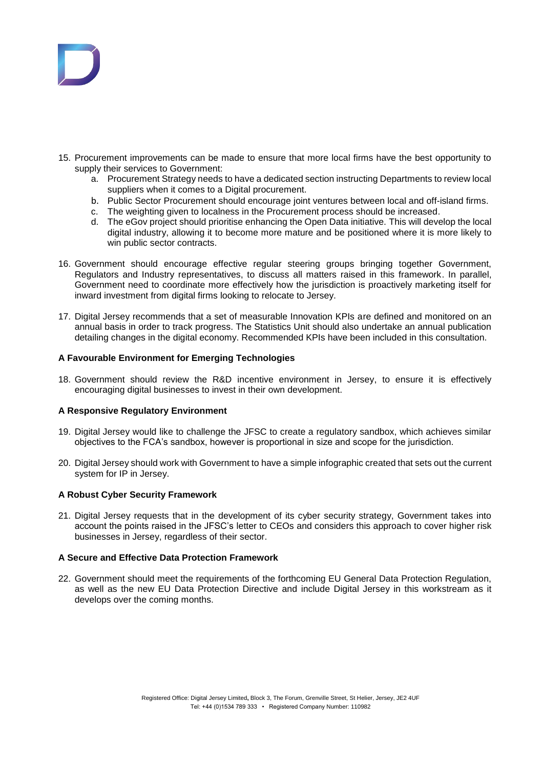15. Procurement improvements can be made to ensure that more local firms have the best opportunity to supply their services to Government:
    a. Procurement Strategy needs to have a dedicated section instructing Departments to review local suppliers when it comes to a Digital procurement.
    b. Public Sector Procurement should encourage joint ventures between local and off-island firms.
    c. The weighting given to localness in the Procurement process should be increased.
    d. The eGov project should prioritise enhancing the Open Data initiative. This will develop the local digital industry, allowing it to become more mature and be positioned where it is more likely to win public sector contracts.

16. Government should encourage effective regular steering groups bringing together Government, Regulators and Industry representatives, to discuss all matters raised in this framework. In parallel, Government need to coordinate more effectively how the jurisdiction is proactively marketing itself for inward investment from digital firms looking to relocate to Jersey.

17. Digital Jersey recommends that a set of measurable Innovation KPIs are defined and monitored on an annual basis in order to track progress. The Statistics Unit should also undertake an annual publication detailing changes in the digital economy. Recommended KPIs have been included in this consultation.

**A Favourable Environment for Emerging Technologies**

18. Government should review the R&D incentive environment in Jersey, to ensure it is effectively encouraging digital businesses to invest in their own development.

**A Responsive Regulatory Environment**

19. Digital Jersey would like to challenge the JFSC to create a regulatory sandbox, which achieves similar objectives to the FCA's sandbox, however is proportional in size and scope for the jurisdiction.

20. Digital Jersey should work with Government to have a simple infographic created that sets out the current system for IP in Jersey.

**A Robust Cyber Security Framework**

21. Digital Jersey requests that in the development of its cyber security strategy, Government takes into account the points raised in the JFSC's letter to CEOs and considers this approach to cover higher risk businesses in Jersey, regardless of their sector.

**A Secure and Effective Data Protection Framework**

22. Government should meet the requirements of the forthcoming EU General Data Protection Regulation, as well as the new EU Data Protection Directive and include Digital Jersey in this workstream as it develops over the coming months.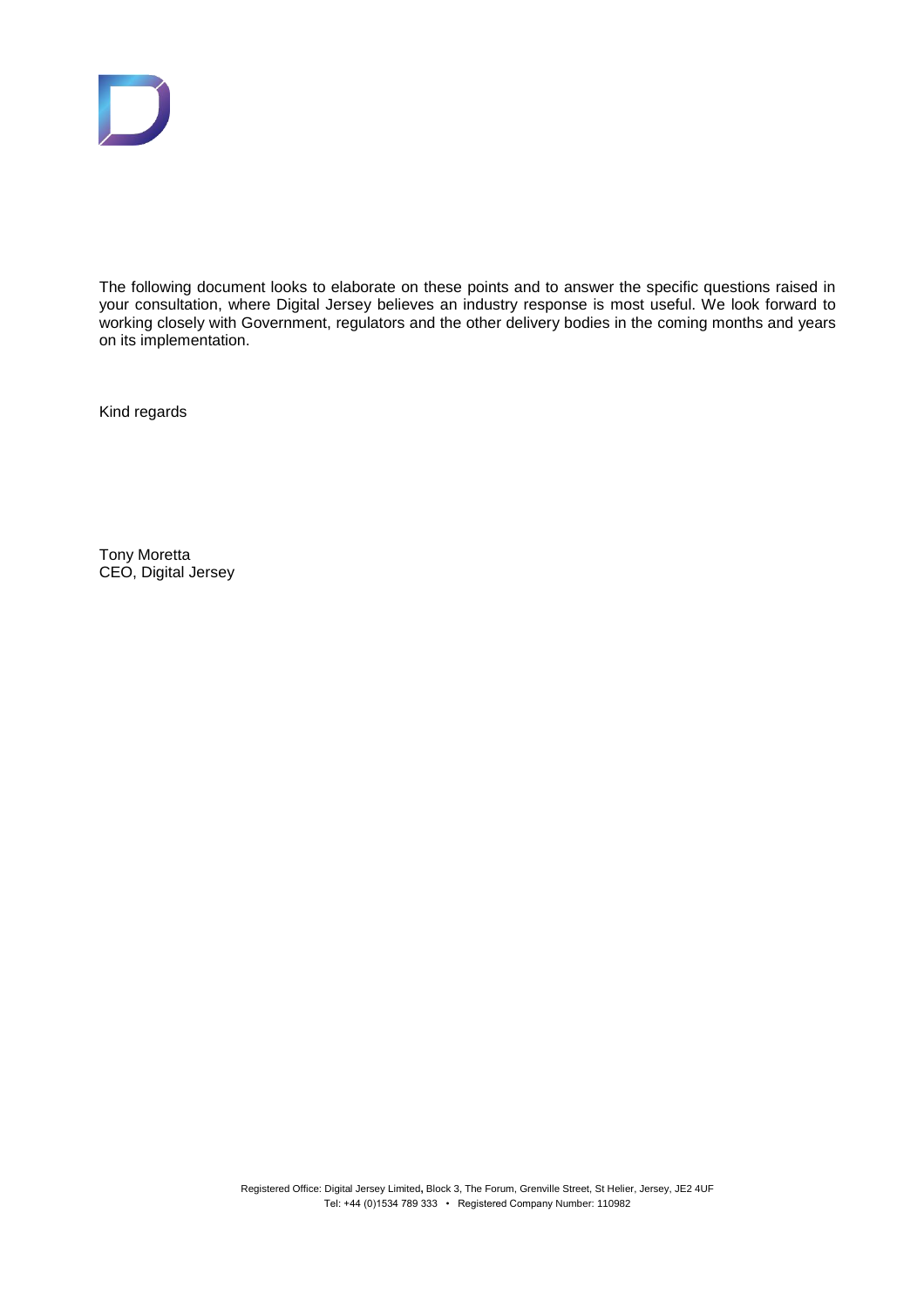The following document looks to elaborate on these points and to answer the specific questions raised in your consultation, where Digital Jersey believes an industry response is most useful. We look forward to working closely with Government, regulators and the other delivery bodies in the coming months and years on its implementation.

Kind regards

Tony Moretta
CEO, Digital Jersey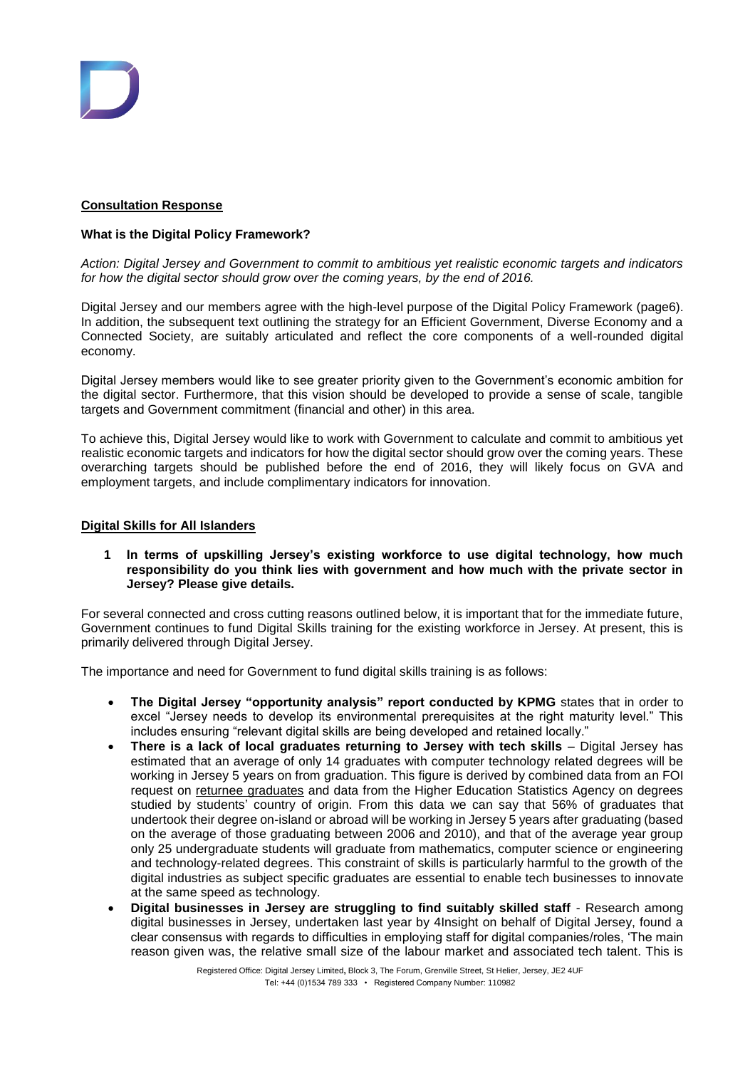**Consultation Response**

**What is the Digital Policy Framework?**

*Action: Digital Jersey and Government to commit to ambitious yet realistic economic targets and indicators for how the digital sector should grow over the coming years, by the end of 2016.*

Digital Jersey and our members agree with the high-level purpose of the Digital Policy Framework (page6). In addition, the subsequent text outlining the strategy for an Efficient Government, Diverse Economy and a Connected Society, are suitably articulated and reflect the core components of a well-rounded digital economy.

Digital Jersey members would like to see greater priority given to the Government's economic ambition for the digital sector. Furthermore, that this vision should be developed to provide a sense of scale, tangible targets and Government commitment (financial and other) in this area.

To achieve this, Digital Jersey would like to work with Government to calculate and commit to ambitious yet realistic economic targets and indicators for how the digital sector should grow over the coming years. These overarching targets should be published before the end of 2016, they will likely focus on GVA and employment targets, and include complimentary indicators for innovation.

**Digital Skills for All Islanders**

1. **In terms of upskilling Jersey's existing workforce to use digital technology, how much responsibility do you think lies with government and how much with the private sector in Jersey? Please give details.**

For several connected and cross cutting reasons outlined below, it is important that for the immediate future, Government continues to fund Digital Skills training for the existing workforce in Jersey. At present, this is primarily delivered through Digital Jersey.

The importance and need for Government to fund digital skills training is as follows:

- **The Digital Jersey "opportunity analysis" report conducted by KPMG** states that in order to excel "Jersey needs to develop its environmental prerequisites at the right maturity level." This includes ensuring "relevant digital skills are being developed and retained locally."
- **There is a lack of local graduates returning to Jersey with tech skills** – Digital Jersey has estimated that an average of only 14 graduates with computer technology related degrees will be working in Jersey 5 years on from graduation. This figure is derived by combined data from an FOI request on returnee graduates and data from the Higher Education Statistics Agency on degrees studied by students' country of origin. From this data we can say that 56% of graduates that undertook their degree on-island or abroad will be working in Jersey 5 years after graduating (based on the average of those graduating between 2006 and 2010), and that of the average year group only 25 undergraduate students will graduate from mathematics, computer science or engineering and technology-related degrees. This constraint of skills is particularly harmful to the growth of the digital industries as subject specific graduates are essential to enable tech businesses to innovate at the same speed as technology.
- **Digital businesses in Jersey are struggling to find suitably skilled staff** - Research among digital businesses in Jersey, undertaken last year by 4Insight on behalf of Digital Jersey, found a clear consensus with regards to difficulties in employing staff for digital companies/roles, 'The main reason given was, the relative small size of the labour market and associated tech talent. This is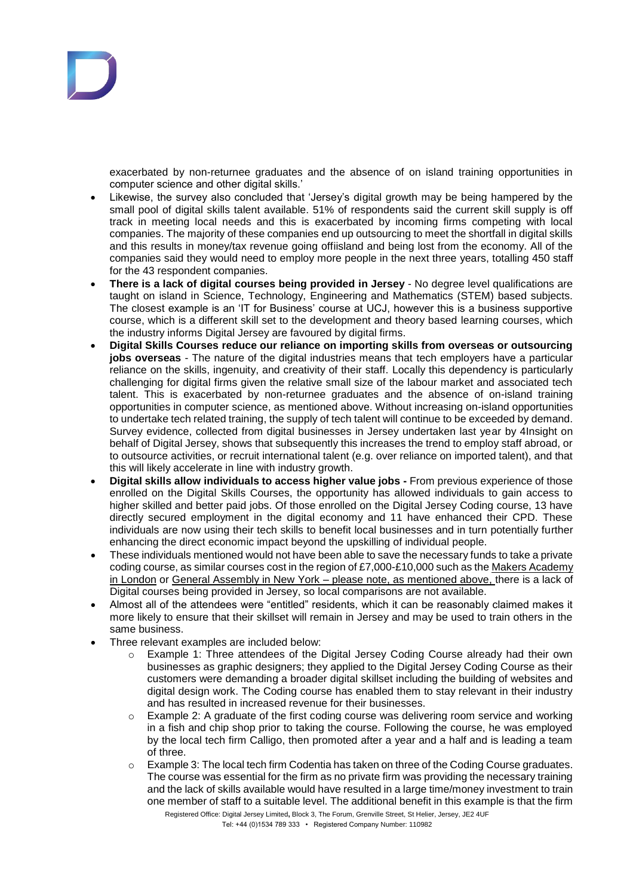exacerbated by non-returnee graduates and the absence of on island training opportunities in computer science and other digital skills.'

- Likewise, the survey also concluded that 'Jersey's digital growth may be being hampered by the small pool of digital skills talent available. 51% of respondents said the current skill supply is off track in meeting local needs and this is exacerbated by incoming firms competing with local companies. The majority of these companies end up outsourcing to meet the shortfall in digital skills and this results in money/tax revenue going offiisland and being lost from the economy. All of the companies said they would need to employ more people in the next three years, totalling 450 staff for the 43 respondent companies.
- **There is a lack of digital courses being provided in Jersey** - No degree level qualifications are taught on island in Science, Technology, Engineering and Mathematics (STEM) based subjects. The closest example is an 'IT for Business' course at UCJ, however this is a business supportive course, which is a different skill set to the development and theory based learning courses, which the industry informs Digital Jersey are favoured by digital firms.
- **Digital Skills Courses reduce our reliance on importing skills from overseas or outsourcing jobs overseas** - The nature of the digital industries means that tech employers have a particular reliance on the skills, ingenuity, and creativity of their staff. Locally this dependency is particularly challenging for digital firms given the relative small size of the labour market and associated tech talent. This is exacerbated by non-returnee graduates and the absence of on-island training opportunities in computer science, as mentioned above. Without increasing on-island opportunities to undertake tech related training, the supply of tech talent will continue to be exceeded by demand. Survey evidence, collected from digital businesses in Jersey undertaken last year by 4Insight on behalf of Digital Jersey, shows that subsequently this increases the trend to employ staff abroad, or to outsource activities, or recruit international talent (e.g. over reliance on imported talent), and that this will likely accelerate in line with industry growth.
- **Digital skills allow individuals to access higher value jobs -** From previous experience of those enrolled on the Digital Skills Courses, the opportunity has allowed individuals to gain access to higher skilled and better paid jobs. Of those enrolled on the Digital Jersey Coding course, 13 have directly secured employment in the digital economy and 11 have enhanced their CPD. These individuals are now using their tech skills to benefit local businesses and in turn potentially further enhancing the direct economic impact beyond the upskilling of individual people.
- These individuals mentioned would not have been able to save the necessary funds to take a private coding course, as similar courses cost in the region of £7,000-£10,000 such as the Makers Academy in London or General Assembly in New York – please note, as mentioned above, there is a lack of Digital courses being provided in Jersey, so local comparisons are not available.
- Almost all of the attendees were "entitled" residents, which it can be reasonably claimed makes it more likely to ensure that their skillset will remain in Jersey and may be used to train others in the same business.
- Three relevant examples are included below:
  - Example 1: Three attendees of the Digital Jersey Coding Course already had their own businesses as graphic designers; they applied to the Digital Jersey Coding Course as their customers were demanding a broader digital skillset including the building of websites and digital design work. The Coding course has enabled them to stay relevant in their industry and has resulted in increased revenue for their businesses.
  - Example 2: A graduate of the first coding course was delivering room service and working in a fish and chip shop prior to taking the course. Following the course, he was employed by the local tech firm Calligo, then promoted after a year and a half and is leading a team of three.
  - Example 3: The local tech firm Codentia has taken on three of the Coding Course graduates. The course was essential for the firm as no private firm was providing the necessary training and the lack of skills available would have resulted in a large time/money investment to train one member of staff to a suitable level. The additional benefit in this example is that the firm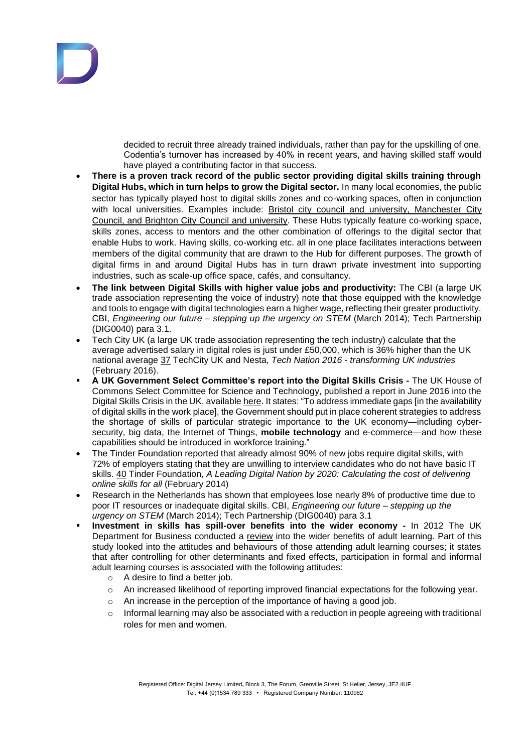decided to recruit three already trained individuals, rather than pay for the upskilling of one. Codentia's turnover has increased by 40% in recent years, and having skilled staff would have played a contributing factor in that success.

- **There is a proven track record of the public sector providing digital skills training through Digital Hubs, which in turn helps to grow the Digital sector.** In many local economies, the public sector has typically played host to digital skills zones and co-working spaces, often in conjunction with local universities. Examples include: Bristol city council and university, Manchester City Council, and Brighton City Council and university. These Hubs typically feature co-working space, skills zones, access to mentors and the other combination of offerings to the digital sector that enable Hubs to work. Having skills, co-working etc. all in one place facilitates interactions between members of the digital community that are drawn to the Hub for different purposes. The growth of digital firms in and around Digital Hubs has in turn drawn private investment into supporting industries, such as scale-up office space, cafés, and consultancy.
- **The link between Digital Skills with higher value jobs and productivity:** The CBI (a large UK trade association representing the voice of industry) note that those equipped with the knowledge and tools to engage with digital technologies earn a higher wage, reflecting their greater productivity. CBI, *Engineering our future – stepping up the urgency on STEM* (March 2014); Tech Partnership (DIG0040) para 3.1.
- Tech City UK (a large UK trade association representing the tech industry) calculate that the average advertised salary in digital roles is just under £50,000, which is 36% higher than the UK national average 37 TechCity UK and Nesta, *Tech Nation 2016 - transforming UK industries* (February 2016).
- **A UK Government Select Committee's report into the Digital Skills Crisis -** The UK House of Commons Select Committee for Science and Technology, published a report in June 2016 into the Digital Skills Crisis in the UK, available here. It states: "To address immediate gaps [in the availability of digital skills in the work place], the Government should put in place coherent strategies to address the shortage of skills of particular strategic importance to the UK economy—including cyber-security, big data, the Internet of Things, **mobile technology** and e-commerce—and how these capabilities should be introduced in workforce training."
- The Tinder Foundation reported that already almost 90% of new jobs require digital skills, with 72% of employers stating that they are unwilling to interview candidates who do not have basic IT skills. 40 Tinder Foundation, *A Leading Digital Nation by 2020: Calculating the cost of delivering online skills for all* (February 2014)
- Research in the Netherlands has shown that employees lose nearly 8% of productive time due to poor IT resources or inadequate digital skills. CBI, *Engineering our future – stepping up the urgency on STEM* (March 2014); Tech Partnership (DIG0040) para 3.1
- **Investment in skills has spill-over benefits into the wider economy -** In 2012 The UK Department for Business conducted a review into the wider benefits of adult learning. Part of this study looked into the attitudes and behaviours of those attending adult learning courses; it states that after controlling for other determinants and fixed effects, participation in formal and informal adult learning courses is associated with the following attitudes:
    - A desire to find a better job.
    - An increased likelihood of reporting improved financial expectations for the following year.
    - An increase in the perception of the importance of having a good job.
    - Informal learning may also be associated with a reduction in people agreeing with traditional roles for men and women.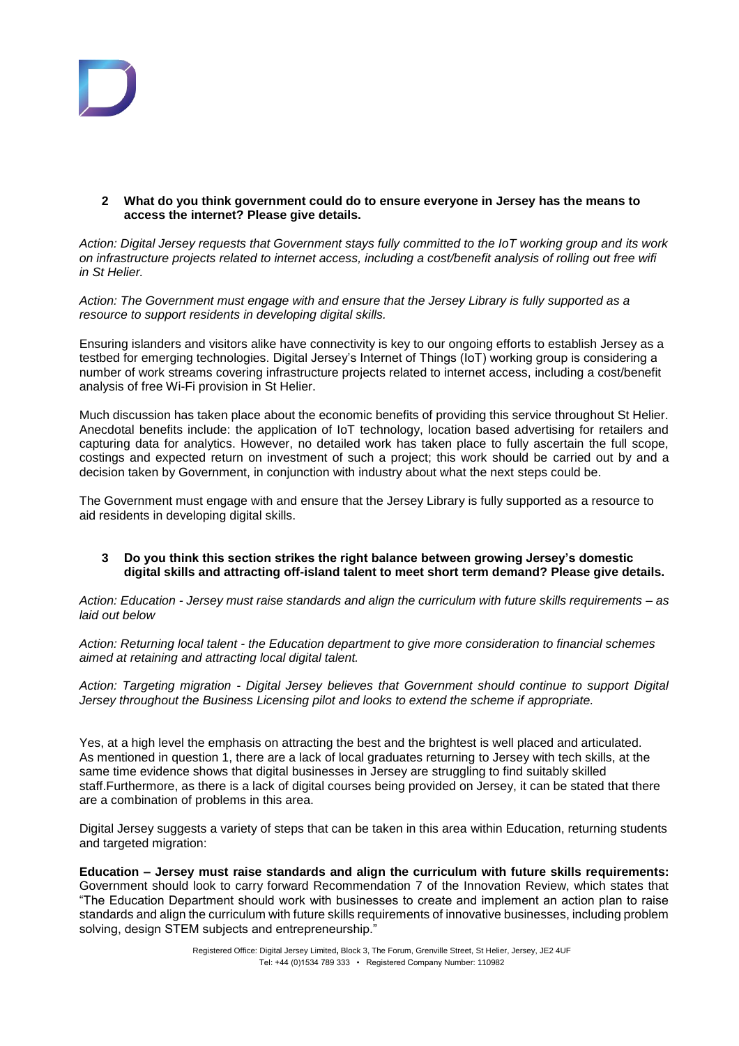**2 What do you think government could do to ensure everyone in Jersey has the means to access the internet? Please give details.**

*Action: Digital Jersey requests that Government stays fully committed to the IoT working group and its work on infrastructure projects related to internet access, including a cost/benefit analysis of rolling out free wifi in St Helier.*

*Action: The Government must engage with and ensure that the Jersey Library is fully supported as a resource to support residents in developing digital skills.*

Ensuring islanders and visitors alike have connectivity is key to our ongoing efforts to establish Jersey as a testbed for emerging technologies. Digital Jersey's Internet of Things (IoT) working group is considering a number of work streams covering infrastructure projects related to internet access, including a cost/benefit analysis of free Wi-Fi provision in St Helier.

Much discussion has taken place about the economic benefits of providing this service throughout St Helier. Anecdotal benefits include: the application of IoT technology, location based advertising for retailers and capturing data for analytics. However, no detailed work has taken place to fully ascertain the full scope, costings and expected return on investment of such a project; this work should be carried out by and a decision taken by Government, in conjunction with industry about what the next steps could be.

The Government must engage with and ensure that the Jersey Library is fully supported as a resource to aid residents in developing digital skills.

**3 Do you think this section strikes the right balance between growing Jersey's domestic digital skills and attracting off-island talent to meet short term demand? Please give details.**

*Action: Education - Jersey must raise standards and align the curriculum with future skills requirements – as laid out below*

*Action: Returning local talent - the Education department to give more consideration to financial schemes aimed at retaining and attracting local digital talent.*

*Action: Targeting migration - Digital Jersey believes that Government should continue to support Digital Jersey throughout the Business Licensing pilot and looks to extend the scheme if appropriate.*

Yes, at a high level the emphasis on attracting the best and the brightest is well placed and articulated. As mentioned in question 1, there are a lack of local graduates returning to Jersey with tech skills, at the same time evidence shows that digital businesses in Jersey are struggling to find suitably skilled staff.Furthermore, as there is a lack of digital courses being provided on Jersey, it can be stated that there are a combination of problems in this area.

Digital Jersey suggests a variety of steps that can be taken in this area within Education, returning students and targeted migration:

**Education – Jersey must raise standards and align the curriculum with future skills requirements:** Government should look to carry forward Recommendation 7 of the Innovation Review, which states that "The Education Department should work with businesses to create and implement an action plan to raise standards and align the curriculum with future skills requirements of innovative businesses, including problem solving, design STEM subjects and entrepreneurship."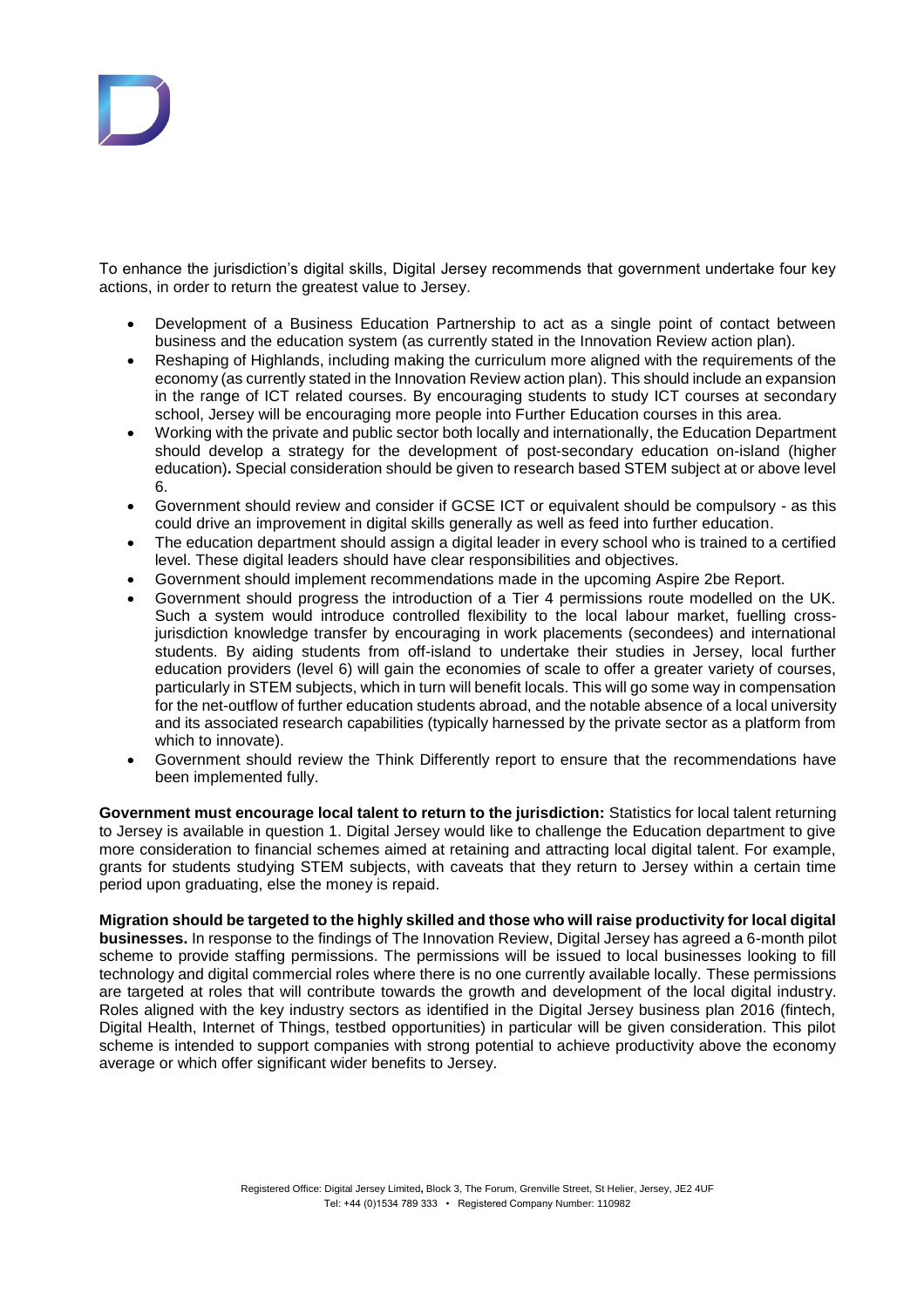To enhance the jurisdiction's digital skills, Digital Jersey recommends that government undertake four key actions, in order to return the greatest value to Jersey.

- Development of a Business Education Partnership to act as a single point of contact between business and the education system (as currently stated in the Innovation Review action plan).
- Reshaping of Highlands, including making the curriculum more aligned with the requirements of the economy (as currently stated in the Innovation Review action plan). This should include an expansion in the range of ICT related courses. By encouraging students to study ICT courses at secondary school, Jersey will be encouraging more people into Further Education courses in this area.
- Working with the private and public sector both locally and internationally, the Education Department should develop a strategy for the development of post-secondary education on-island (higher education)**.** Special consideration should be given to research based STEM subject at or above level 6.
- Government should review and consider if GCSE ICT or equivalent should be compulsory - as this could drive an improvement in digital skills generally as well as feed into further education.
- The education department should assign a digital leader in every school who is trained to a certified level. These digital leaders should have clear responsibilities and objectives.
- Government should implement recommendations made in the upcoming Aspire 2be Report.
- Government should progress the introduction of a Tier 4 permissions route modelled on the UK. Such a system would introduce controlled flexibility to the local labour market, fuelling cross-jurisdiction knowledge transfer by encouraging in work placements (secondees) and international students. By aiding students from off-island to undertake their studies in Jersey, local further education providers (level 6) will gain the economies of scale to offer a greater variety of courses, particularly in STEM subjects, which in turn will benefit locals. This will go some way in compensation for the net-outflow of further education students abroad, and the notable absence of a local university and its associated research capabilities (typically harnessed by the private sector as a platform from which to innovate).
- Government should review the Think Differently report to ensure that the recommendations have been implemented fully.

**Government must encourage local talent to return to the jurisdiction:** Statistics for local talent returning to Jersey is available in question 1. Digital Jersey would like to challenge the Education department to give more consideration to financial schemes aimed at retaining and attracting local digital talent. For example, grants for students studying STEM subjects, with caveats that they return to Jersey within a certain time period upon graduating, else the money is repaid.

**Migration should be targeted to the highly skilled and those who will raise productivity for local digital businesses.** In response to the findings of The Innovation Review, Digital Jersey has agreed a 6-month pilot scheme to provide staffing permissions. The permissions will be issued to local businesses looking to fill technology and digital commercial roles where there is no one currently available locally. These permissions are targeted at roles that will contribute towards the growth and development of the local digital industry. Roles aligned with the key industry sectors as identified in the Digital Jersey business plan 2016 (fintech, Digital Health, Internet of Things, testbed opportunities) in particular will be given consideration. This pilot scheme is intended to support companies with strong potential to achieve productivity above the economy average or which offer significant wider benefits to Jersey.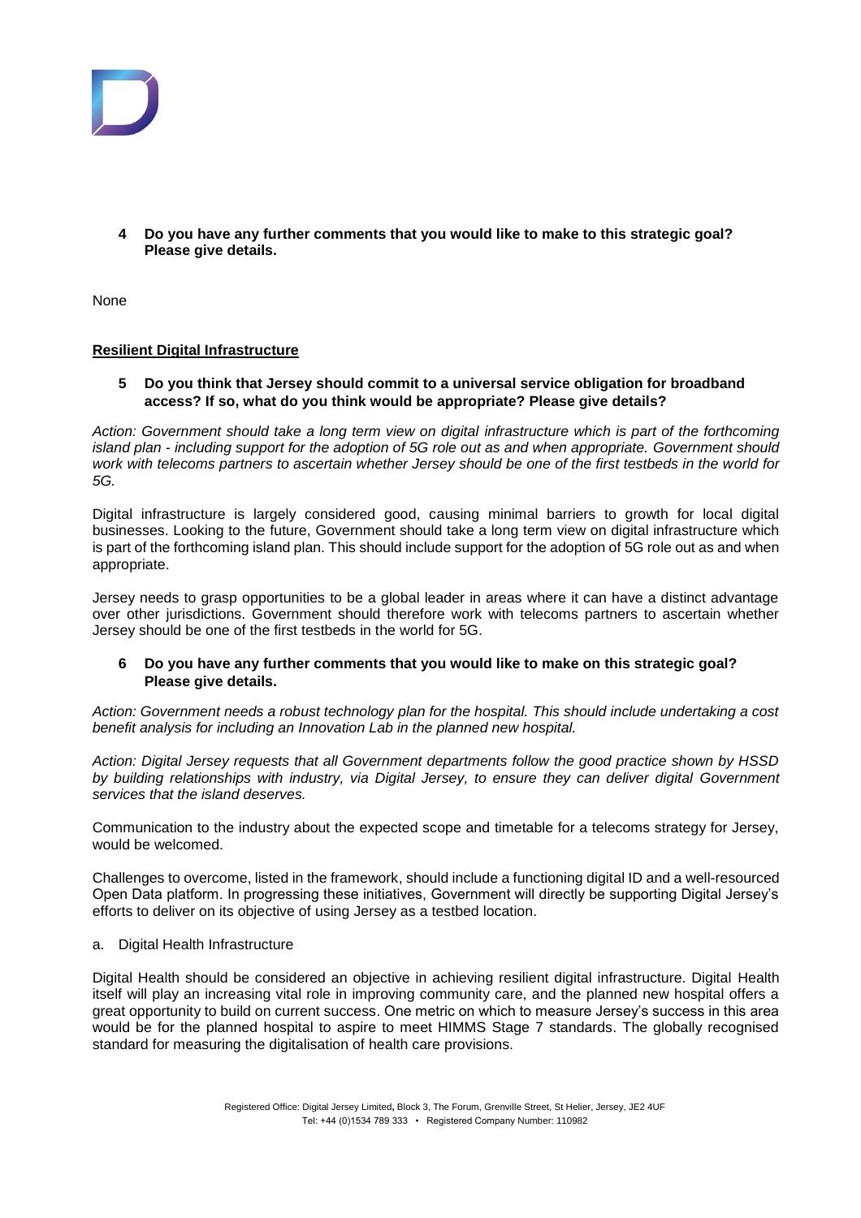**4 Do you have any further comments that you would like to make to this strategic goal? Please give details.**

None

**Resilient Digital Infrastructure**

**5 Do you think that Jersey should commit to a universal service obligation for broadband access? If so, what do you think would be appropriate? Please give details?**

*Action: Government should take a long term view on digital infrastructure which is part of the forthcoming island plan - including support for the adoption of 5G role out as and when appropriate. Government should work with telecoms partners to ascertain whether Jersey should be one of the first testbeds in the world for 5G.*

Digital infrastructure is largely considered good, causing minimal barriers to growth for local digital businesses. Looking to the future, Government should take a long term view on digital infrastructure which is part of the forthcoming island plan. This should include support for the adoption of 5G role out as and when appropriate.

Jersey needs to grasp opportunities to be a global leader in areas where it can have a distinct advantage over other jurisdictions. Government should therefore work with telecoms partners to ascertain whether Jersey should be one of the first testbeds in the world for 5G.

**6 Do you have any further comments that you would like to make on this strategic goal? Please give details.**

*Action: Government needs a robust technology plan for the hospital. This should include undertaking a cost benefit analysis for including an Innovation Lab in the planned new hospital.*

*Action: Digital Jersey requests that all Government departments follow the good practice shown by HSSD by building relationships with industry, via Digital Jersey, to ensure they can deliver digital Government services that the island deserves.*

Communication to the industry about the expected scope and timetable for a telecoms strategy for Jersey, would be welcomed.

Challenges to overcome, listed in the framework, should include a functioning digital ID and a well-resourced Open Data platform. In progressing these initiatives, Government will directly be supporting Digital Jersey's efforts to deliver on its objective of using Jersey as a testbed location.

a. Digital Health Infrastructure

Digital Health should be considered an objective in achieving resilient digital infrastructure. Digital Health itself will play an increasing vital role in improving community care, and the planned new hospital offers a great opportunity to build on current success. One metric on which to measure Jersey's success in this area would be for the planned hospital to aspire to meet HIMMS Stage 7 standards. The globally recognised standard for measuring the digitalisation of health care provisions.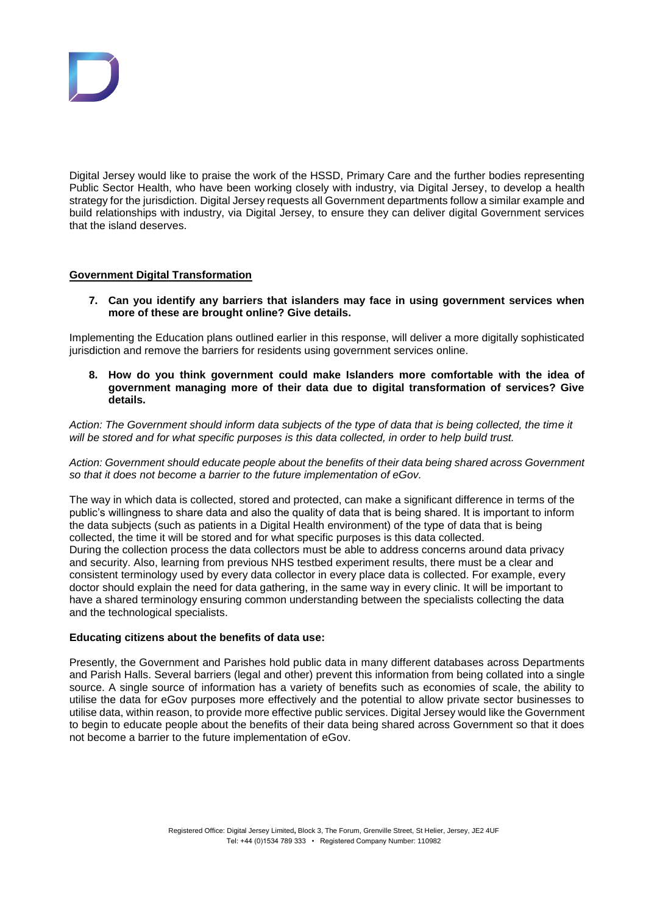Digital Jersey would like to praise the work of the HSSD, Primary Care and the further bodies representing Public Sector Health, who have been working closely with industry, via Digital Jersey, to develop a health strategy for the jurisdiction. Digital Jersey requests all Government departments follow a similar example and build relationships with industry, via Digital Jersey, to ensure they can deliver digital Government services that the island deserves.

## Government Digital Transformation

**7. Can you identify any barriers that islanders may face in using government services when more of these are brought online? Give details.**

Implementing the Education plans outlined earlier in this response, will deliver a more digitally sophisticated jurisdiction and remove the barriers for residents using government services online.

**8. How do you think government could make Islanders more comfortable with the idea of government managing more of their data due to digital transformation of services? Give details.**

*Action: The Government should inform data subjects of the type of data that is being collected, the time it will be stored and for what specific purposes is this data collected, in order to help build trust.*

*Action: Government should educate people about the benefits of their data being shared across Government so that it does not become a barrier to the future implementation of eGov.*

The way in which data is collected, stored and protected, can make a significant difference in terms of the public's willingness to share data and also the quality of data that is being shared. It is important to inform the data subjects (such as patients in a Digital Health environment) of the type of data that is being collected, the time it will be stored and for what specific purposes is this data collected.
During the collection process the data collectors must be able to address concerns around data privacy and security. Also, learning from previous NHS testbed experiment results, there must be a clear and consistent terminology used by every data collector in every place data is collected. For example, every doctor should explain the need for data gathering, in the same way in every clinic. It will be important to have a shared terminology ensuring common understanding between the specialists collecting the data and the technological specialists.

**Educating citizens about the benefits of data use:**

Presently, the Government and Parishes hold public data in many different databases across Departments and Parish Halls. Several barriers (legal and other) prevent this information from being collated into a single source. A single source of information has a variety of benefits such as economies of scale, the ability to utilise the data for eGov purposes more effectively and the potential to allow private sector businesses to utilise data, within reason, to provide more effective public services. Digital Jersey would like the Government to begin to educate people about the benefits of their data being shared across Government so that it does not become a barrier to the future implementation of eGov.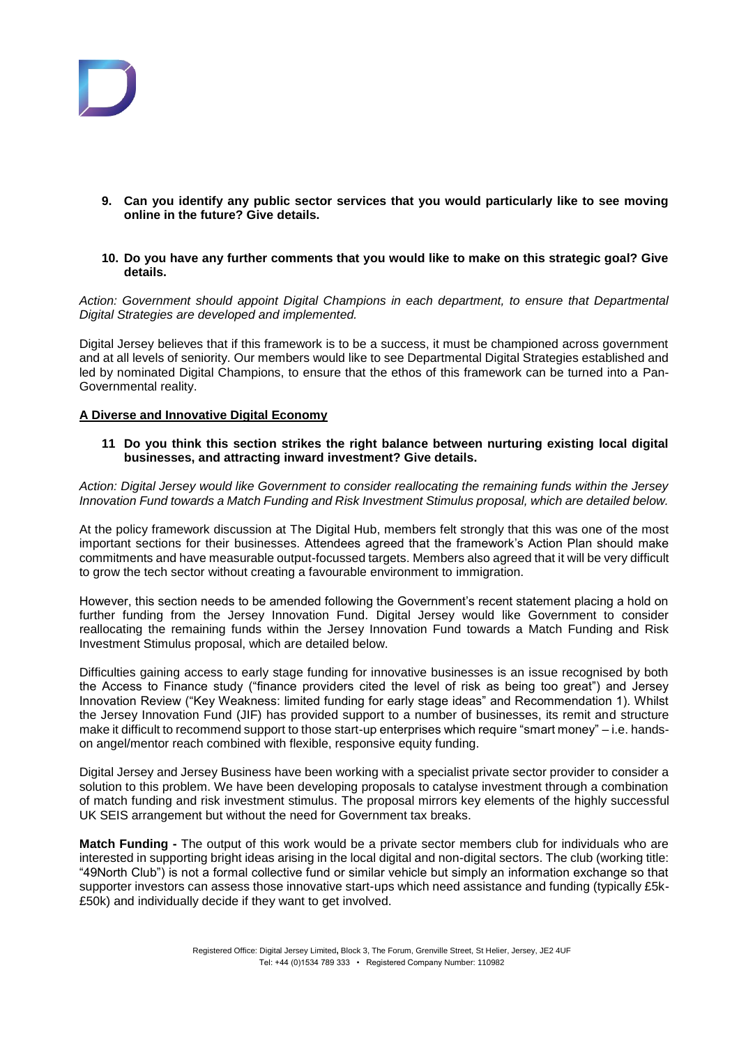**9. Can you identify any public sector services that you would particularly like to see moving online in the future? Give details.**

**10. Do you have any further comments that you would like to make on this strategic goal? Give details.**

*Action: Government should appoint Digital Champions in each department, to ensure that Departmental Digital Strategies are developed and implemented.*

Digital Jersey believes that if this framework is to be a success, it must be championed across government and at all levels of seniority. Our members would like to see Departmental Digital Strategies established and led by nominated Digital Champions, to ensure that the ethos of this framework can be turned into a Pan-Governmental reality.

**A Diverse and Innovative Digital Economy**

**11 Do you think this section strikes the right balance between nurturing existing local digital businesses, and attracting inward investment? Give details.**

*Action: Digital Jersey would like Government to consider reallocating the remaining funds within the Jersey Innovation Fund towards a Match Funding and Risk Investment Stimulus proposal, which are detailed below.*

At the policy framework discussion at The Digital Hub, members felt strongly that this was one of the most important sections for their businesses. Attendees agreed that the framework's Action Plan should make commitments and have measurable output-focussed targets. Members also agreed that it will be very difficult to grow the tech sector without creating a favourable environment to immigration.

However, this section needs to be amended following the Government's recent statement placing a hold on further funding from the Jersey Innovation Fund. Digital Jersey would like Government to consider reallocating the remaining funds within the Jersey Innovation Fund towards a Match Funding and Risk Investment Stimulus proposal, which are detailed below.

Difficulties gaining access to early stage funding for innovative businesses is an issue recognised by both the Access to Finance study ("finance providers cited the level of risk as being too great") and Jersey Innovation Review ("Key Weakness: limited funding for early stage ideas" and Recommendation 1). Whilst the Jersey Innovation Fund (JIF) has provided support to a number of businesses, its remit and structure make it difficult to recommend support to those start-up enterprises which require "smart money" – i.e. hands-on angel/mentor reach combined with flexible, responsive equity funding.

Digital Jersey and Jersey Business have been working with a specialist private sector provider to consider a solution to this problem. We have been developing proposals to catalyse investment through a combination of match funding and risk investment stimulus. The proposal mirrors key elements of the highly successful UK SEIS arrangement but without the need for Government tax breaks.

**Match Funding -** The output of this work would be a private sector members club for individuals who are interested in supporting bright ideas arising in the local digital and non-digital sectors. The club (working title: "49North Club") is not a formal collective fund or similar vehicle but simply an information exchange so that supporter investors can assess those innovative start-ups which need assistance and funding (typically £5k-£50k) and individually decide if they want to get involved.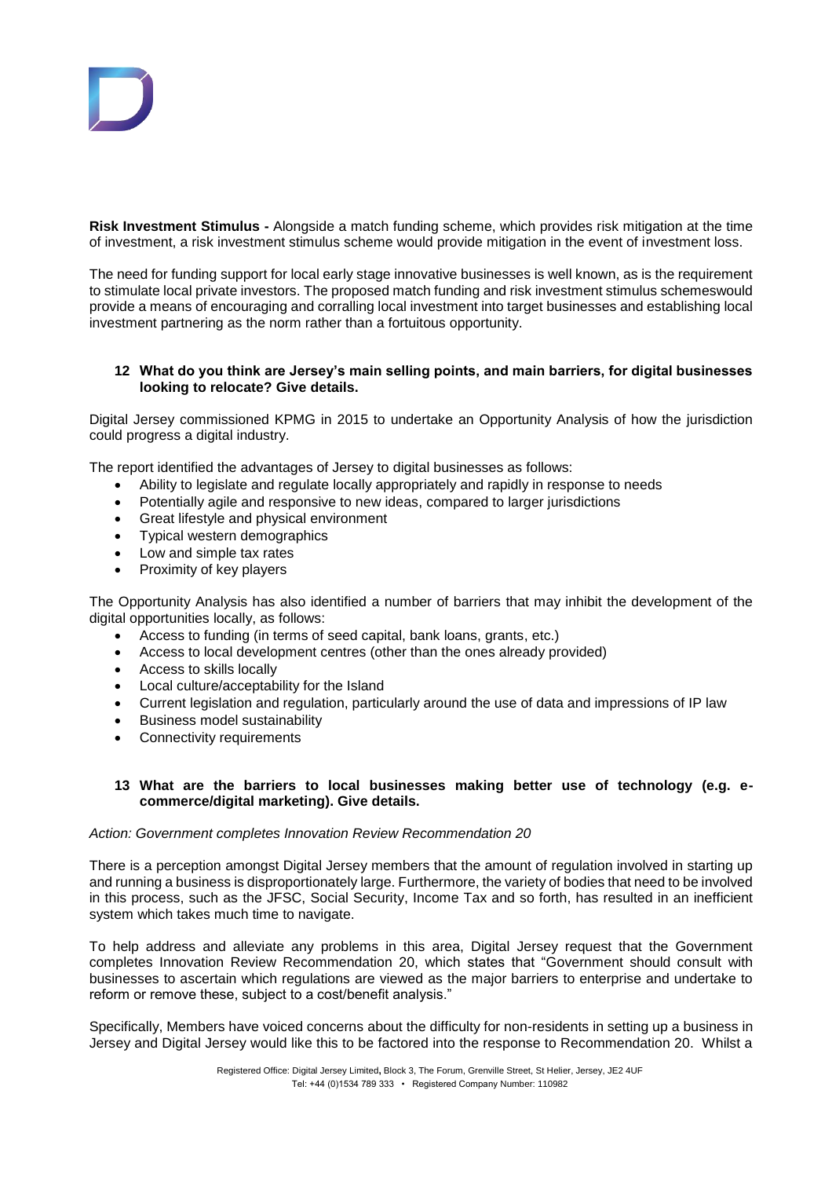**Risk Investment Stimulus -** Alongside a match funding scheme, which provides risk mitigation at the time of investment, a risk investment stimulus scheme would provide mitigation in the event of investment loss.

The need for funding support for local early stage innovative businesses is well known, as is the requirement to stimulate local private investors. The proposed match funding and risk investment stimulus schemeswould provide a means of encouraging and corralling local investment into target businesses and establishing local investment partnering as the norm rather than a fortuitous opportunity.

**12 What do you think are Jersey's main selling points, and main barriers, for digital businesses looking to relocate? Give details.**

Digital Jersey commissioned KPMG in 2015 to undertake an Opportunity Analysis of how the jurisdiction could progress a digital industry.

The report identified the advantages of Jersey to digital businesses as follows:

- Ability to legislate and regulate locally appropriately and rapidly in response to needs
- Potentially agile and responsive to new ideas, compared to larger jurisdictions
- Great lifestyle and physical environment
- Typical western demographics
- Low and simple tax rates
- Proximity of key players

The Opportunity Analysis has also identified a number of barriers that may inhibit the development of the digital opportunities locally, as follows:

- Access to funding (in terms of seed capital, bank loans, grants, etc.)
- Access to local development centres (other than the ones already provided)
- Access to skills locally
- Local culture/acceptability for the Island
- Current legislation and regulation, particularly around the use of data and impressions of IP law
- Business model sustainability
- Connectivity requirements

**13 What are the barriers to local businesses making better use of technology (e.g. e-commerce/digital marketing). Give details.**

*Action: Government completes Innovation Review Recommendation 20*

There is a perception amongst Digital Jersey members that the amount of regulation involved in starting up and running a business is disproportionately large. Furthermore, the variety of bodies that need to be involved in this process, such as the JFSC, Social Security, Income Tax and so forth, has resulted in an inefficient system which takes much time to navigate.

To help address and alleviate any problems in this area, Digital Jersey request that the Government completes Innovation Review Recommendation 20, which states that "Government should consult with businesses to ascertain which regulations are viewed as the major barriers to enterprise and undertake to reform or remove these, subject to a cost/benefit analysis."

Specifically, Members have voiced concerns about the difficulty for non-residents in setting up a business in Jersey and Digital Jersey would like this to be factored into the response to Recommendation 20. Whilst a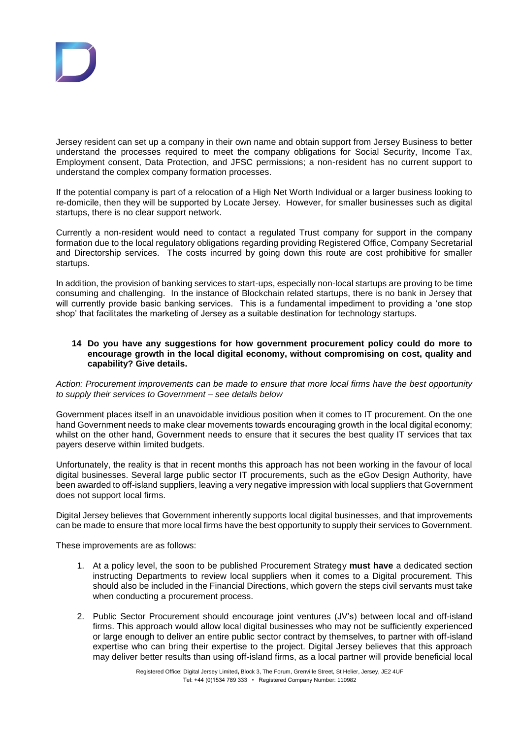Jersey resident can set up a company in their own name and obtain support from Jersey Business to better understand the processes required to meet the company obligations for Social Security, Income Tax, Employment consent, Data Protection, and JFSC permissions; a non-resident has no current support to understand the complex company formation processes.

If the potential company is part of a relocation of a High Net Worth Individual or a larger business looking to re-domicile, then they will be supported by Locate Jersey. However, for smaller businesses such as digital startups, there is no clear support network.

Currently a non-resident would need to contact a regulated Trust company for support in the company formation due to the local regulatory obligations regarding providing Registered Office, Company Secretarial and Directorship services. The costs incurred by going down this route are cost prohibitive for smaller startups.

In addition, the provision of banking services to start-ups, especially non-local startups are proving to be time consuming and challenging. In the instance of Blockchain related startups, there is no bank in Jersey that will currently provide basic banking services. This is a fundamental impediment to providing a 'one stop shop' that facilitates the marketing of Jersey as a suitable destination for technology startups.

**14 Do you have any suggestions for how government procurement policy could do more to encourage growth in the local digital economy, without compromising on cost, quality and capability? Give details.**

*Action: Procurement improvements can be made to ensure that more local firms have the best opportunity to supply their services to Government – see details below*

Government places itself in an unavoidable invidious position when it comes to IT procurement. On the one hand Government needs to make clear movements towards encouraging growth in the local digital economy; whilst on the other hand, Government needs to ensure that it secures the best quality IT services that tax payers deserve within limited budgets.

Unfortunately, the reality is that in recent months this approach has not been working in the favour of local digital businesses. Several large public sector IT procurements, such as the eGov Design Authority, have been awarded to off-island suppliers, leaving a very negative impression with local suppliers that Government does not support local firms.

Digital Jersey believes that Government inherently supports local digital businesses, and that improvements can be made to ensure that more local firms have the best opportunity to supply their services to Government.

These improvements are as follows:

1. At a policy level, the soon to be published Procurement Strategy **must have** a dedicated section instructing Departments to review local suppliers when it comes to a Digital procurement. This should also be included in the Financial Directions, which govern the steps civil servants must take when conducting a procurement process.
2. Public Sector Procurement should encourage joint ventures (JV's) between local and off-island firms. This approach would allow local digital businesses who may not be sufficiently experienced or large enough to deliver an entire public sector contract by themselves, to partner with off-island expertise who can bring their expertise to the project. Digital Jersey believes that this approach may deliver better results than using off-island firms, as a local partner will provide beneficial local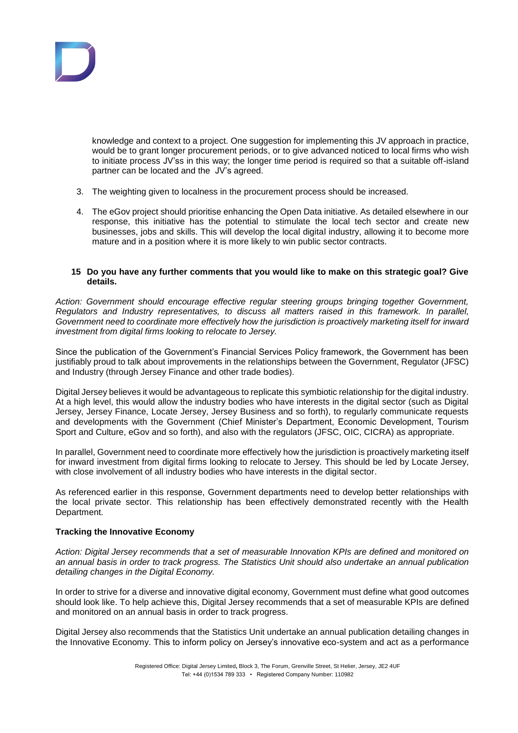knowledge and context to a project. One suggestion for implementing this JV approach in practice, would be to grant longer procurement periods, or to give advanced noticed to local firms who wish to initiate process JV'ss in this way; the longer time period is required so that a suitable off-island partner can be located and the JV's agreed.

3. The weighting given to localness in the procurement process should be increased.

4. The eGov project should prioritise enhancing the Open Data initiative. As detailed elsewhere in our response, this initiative has the potential to stimulate the local tech sector and create new businesses, jobs and skills. This will develop the local digital industry, allowing it to become more mature and in a position where it is more likely to win public sector contracts.

**15 Do you have any further comments that you would like to make on this strategic goal? Give details.**

*Action: Government should encourage effective regular steering groups bringing together Government, Regulators and Industry representatives, to discuss all matters raised in this framework. In parallel, Government need to coordinate more effectively how the jurisdiction is proactively marketing itself for inward investment from digital firms looking to relocate to Jersey.*

Since the publication of the Government's Financial Services Policy framework, the Government has been justifiably proud to talk about improvements in the relationships between the Government, Regulator (JFSC) and Industry (through Jersey Finance and other trade bodies).

Digital Jersey believes it would be advantageous to replicate this symbiotic relationship for the digital industry. At a high level, this would allow the industry bodies who have interests in the digital sector (such as Digital Jersey, Jersey Finance, Locate Jersey, Jersey Business and so forth), to regularly communicate requests and developments with the Government (Chief Minister's Department, Economic Development, Tourism Sport and Culture, eGov and so forth), and also with the regulators (JFSC, OIC, CICRA) as appropriate.

In parallel, Government need to coordinate more effectively how the jurisdiction is proactively marketing itself for inward investment from digital firms looking to relocate to Jersey. This should be led by Locate Jersey, with close involvement of all industry bodies who have interests in the digital sector.

As referenced earlier in this response, Government departments need to develop better relationships with the local private sector. This relationship has been effectively demonstrated recently with the Health Department.

**Tracking the Innovative Economy**

*Action: Digital Jersey recommends that a set of measurable Innovation KPIs are defined and monitored on an annual basis in order to track progress. The Statistics Unit should also undertake an annual publication detailing changes in the Digital Economy.*

In order to strive for a diverse and innovative digital economy, Government must define what good outcomes should look like. To help achieve this, Digital Jersey recommends that a set of measurable KPIs are defined and monitored on an annual basis in order to track progress.

Digital Jersey also recommends that the Statistics Unit undertake an annual publication detailing changes in the Innovative Economy. This to inform policy on Jersey's innovative eco-system and act as a performance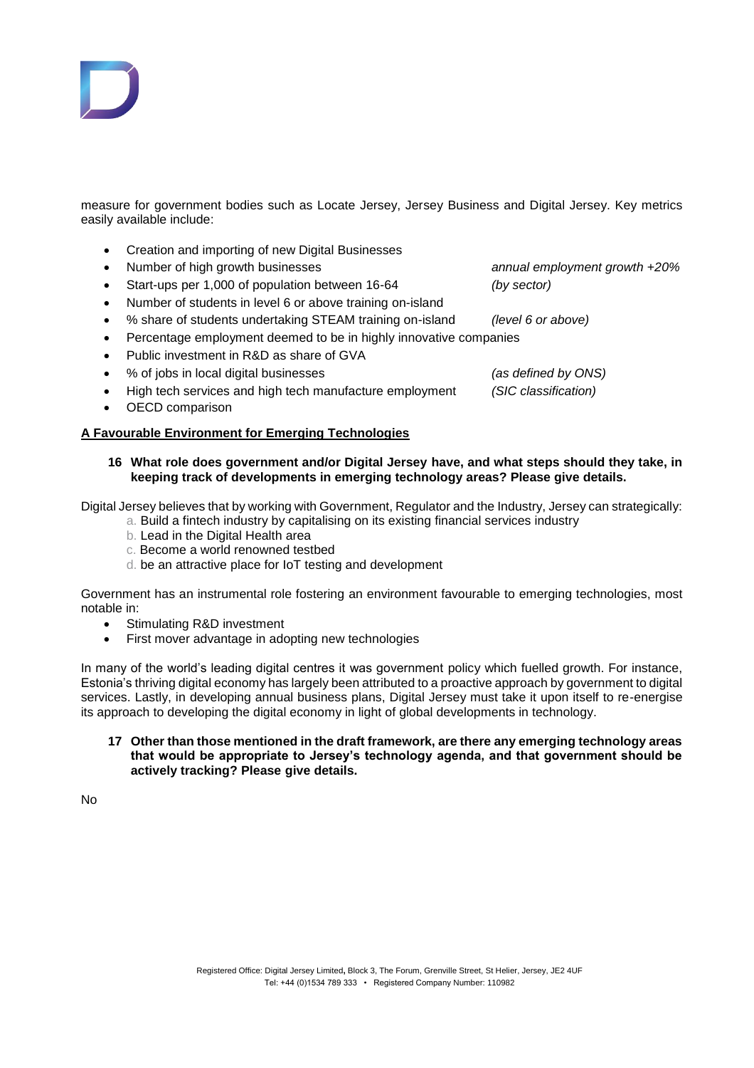measure for government bodies such as Locate Jersey, Jersey Business and Digital Jersey. Key metrics easily available include:

- Creation and importing of new Digital Businesses
- Number of high growth businesses *annual employment growth +20%*
- Start-ups per 1,000 of population between 16-64 *(by sector)*
- Number of students in level 6 or above training on-island
- % share of students undertaking STEAM training on-island *(level 6 or above)*
- Percentage employment deemed to be in highly innovative companies
- Public investment in R&D as share of GVA
- % of jobs in local digital businesses *(as defined by ONS)*
- High tech services and high tech manufacture employment *(SIC classification)*
- OECD comparison

**A Favourable Environment for Emerging Technologies**

**16 What role does government and/or Digital Jersey have, and what steps should they take, in keeping track of developments in emerging technology areas? Please give details.**

Digital Jersey believes that by working with Government, Regulator and the Industry, Jersey can strategically:

a. Build a fintech industry by capitalising on its existing financial services industry
b. Lead in the Digital Health area
c. Become a world renowned testbed
d. be an attractive place for IoT testing and development

Government has an instrumental role fostering an environment favourable to emerging technologies, most notable in:

- Stimulating R&D investment
- First mover advantage in adopting new technologies

In many of the world's leading digital centres it was government policy which fuelled growth. For instance, Estonia's thriving digital economy has largely been attributed to a proactive approach by government to digital services. Lastly, in developing annual business plans, Digital Jersey must take it upon itself to re-energise its approach to developing the digital economy in light of global developments in technology.

**17 Other than those mentioned in the draft framework, are there any emerging technology areas that would be appropriate to Jersey's technology agenda, and that government should be actively tracking? Please give details.**

No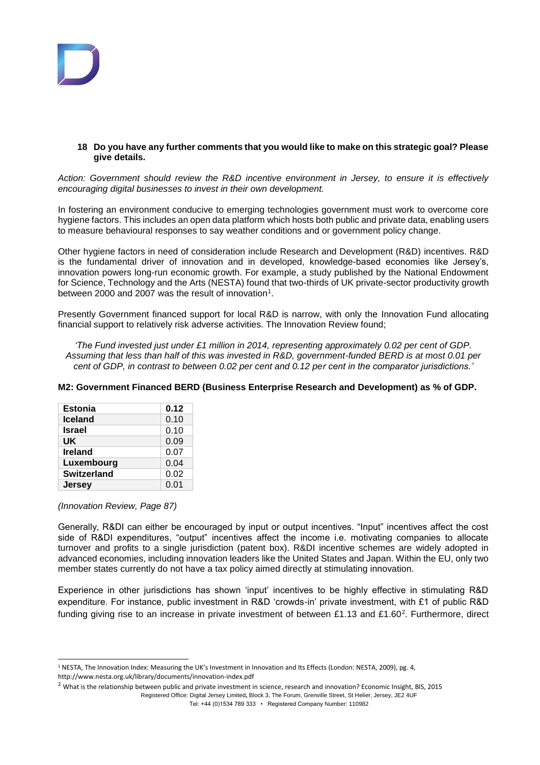**18 Do you have any further comments that you would like to make on this strategic goal? Please give details.**

*Action: Government should review the R&D incentive environment in Jersey, to ensure it is effectively encouraging digital businesses to invest in their own development.*

In fostering an environment conducive to emerging technologies government must work to overcome core hygiene factors. This includes an open data platform which hosts both public and private data, enabling users to measure behavioural responses to say weather conditions and or government policy change.

Other hygiene factors in need of consideration include Research and Development (R&D) incentives. R&D is the fundamental driver of innovation and in developed, knowledge-based economies like Jersey's, innovation powers long-run economic growth. For example, a study published by the National Endowment for Science, Technology and the Arts (NESTA) found that two-thirds of UK private-sector productivity growth between 2000 and 2007 was the result of innovation[1].

Presently Government financed support for local R&D is narrow, with only the Innovation Fund allocating financial support to relatively risk adverse activities. The Innovation Review found;

*'The Fund invested just under £1 million in 2014, representing approximately 0.02 per cent of GDP. Assuming that less than half of this was invested in R&D, government-funded BERD is at most 0.01 per cent of GDP, in contrast to between 0.02 per cent and 0.12 per cent in the comparator jurisdictions.'*

**M2: Government Financed BERD (Business Enterprise Research and Development) as % of GDP.**

| Country | % of GDP |
|---|---|
| **Estonia** | **0.12** |
| **Iceland** | 0.10 |
| **Israel** | 0.10 |
| **UK** | 0.09 |
| **Ireland** | 0.07 |
| **Luxembourg** | 0.04 |
| **Switzerland** | 0.02 |
| **Jersey** | 0.01 |

*(Innovation Review, Page 87)*

Generally, R&DI can either be encouraged by input or output incentives. "Input" incentives affect the cost side of R&DI expenditures, "output" incentives affect the income i.e. motivating companies to allocate turnover and profits to a single jurisdiction (patent box). R&DI incentive schemes are widely adopted in advanced economies, including innovation leaders like the United States and Japan. Within the EU, only two member states currently do not have a tax policy aimed directly at stimulating innovation.

Experience in other jurisdictions has shown 'input' incentives to be highly effective in stimulating R&D expenditure. For instance, public investment in R&D 'crowds-in' private investment, with £1 of public R&D funding giving rise to an increase in private investment of between £1.13 and £1.60[2]. Furthermore, direct

[1] NESTA, The Innovation Index: Measuring the UK's Investment in Innovation and Its Effects (London: NESTA, 2009), pg. 4, http://www.nesta.org.uk/library/documents/innovation-index.pdf

[2] What is the relationship between public and private investment in science, research and innovation? Economic Insight, BIS, 2015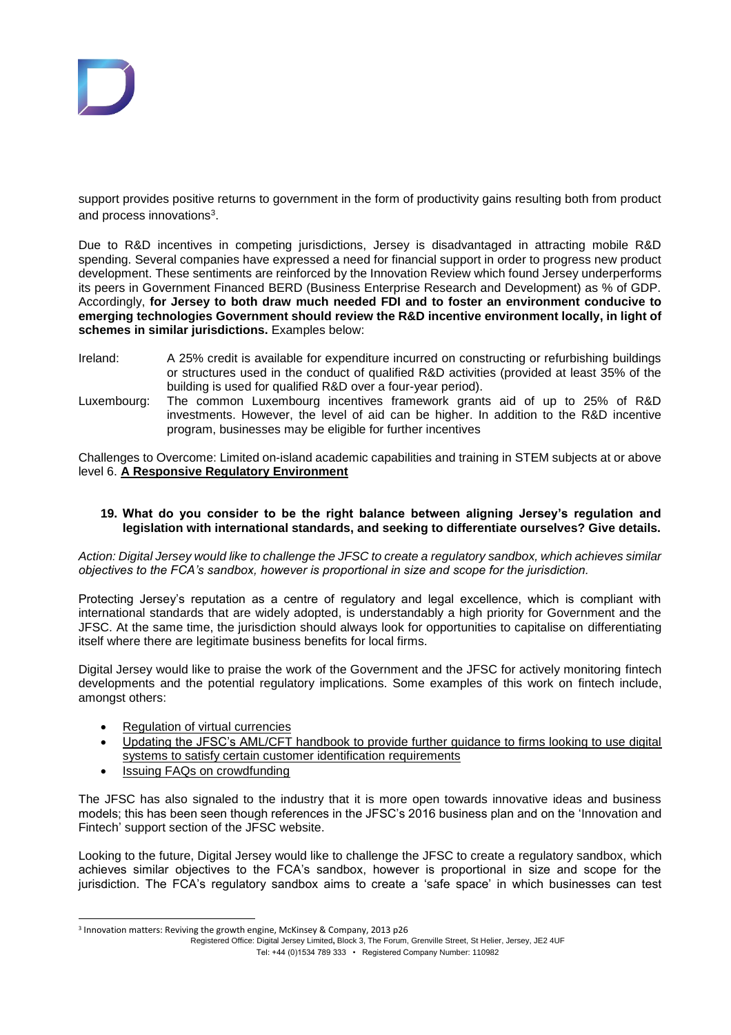support provides positive returns to government in the form of productivity gains resulting both from product and process innovations[3].

Due to R&D incentives in competing jurisdictions, Jersey is disadvantaged in attracting mobile R&D spending. Several companies have expressed a need for financial support in order to progress new product development. These sentiments are reinforced by the Innovation Review which found Jersey underperforms its peers in Government Financed BERD (Business Enterprise Research and Development) as % of GDP. Accordingly, **for Jersey to both draw much needed FDI and to foster an environment conducive to emerging technologies Government should review the R&D incentive environment locally, in light of schemes in similar jurisdictions.** Examples below:

Ireland: A 25% credit is available for expenditure incurred on constructing or refurbishing buildings or structures used in the conduct of qualified R&D activities (provided at least 35% of the building is used for qualified R&D over a four-year period).

Luxembourg: The common Luxembourg incentives framework grants aid of up to 25% of R&D investments. However, the level of aid can be higher. In addition to the R&D incentive program, businesses may be eligible for further incentives

Challenges to Overcome: Limited on-island academic capabilities and training in STEM subjects at or above level 6. **A Responsive Regulatory Environment**

**19. What do you consider to be the right balance between aligning Jersey's regulation and legislation with international standards, and seeking to differentiate ourselves? Give details.**

*Action: Digital Jersey would like to challenge the JFSC to create a regulatory sandbox, which achieves similar objectives to the FCA's sandbox, however is proportional in size and scope for the jurisdiction.*

Protecting Jersey's reputation as a centre of regulatory and legal excellence, which is compliant with international standards that are widely adopted, is understandably a high priority for Government and the JFSC. At the same time, the jurisdiction should always look for opportunities to capitalise on differentiating itself where there are legitimate business benefits for local firms.

Digital Jersey would like to praise the work of the Government and the JFSC for actively monitoring fintech developments and the potential regulatory implications. Some examples of this work on fintech include, amongst others:

- Regulation of virtual currencies
- Updating the JFSC's AML/CFT handbook to provide further guidance to firms looking to use digital systems to satisfy certain customer identification requirements
- Issuing FAQs on crowdfunding

The JFSC has also signaled to the industry that it is more open towards innovative ideas and business models; this has been seen though references in the JFSC's 2016 business plan and on the 'Innovation and Fintech' support section of the JFSC website.

Looking to the future, Digital Jersey would like to challenge the JFSC to create a regulatory sandbox, which achieves similar objectives to the FCA's sandbox, however is proportional in size and scope for the jurisdiction. The FCA's regulatory sandbox aims to create a 'safe space' in which businesses can test

[3] Innovation matters: Reviving the growth engine, McKinsey & Company, 2013 p26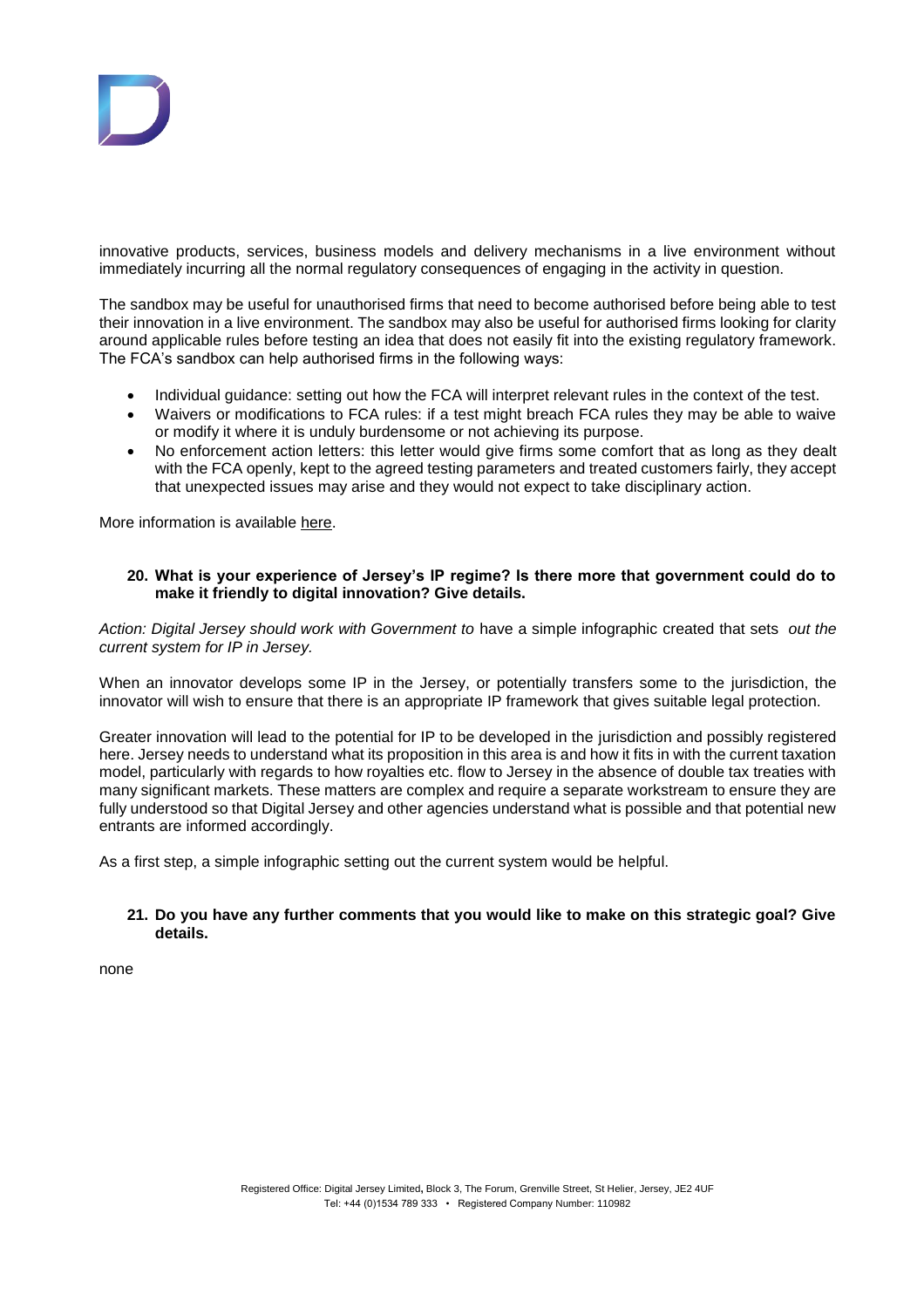innovative products, services, business models and delivery mechanisms in a live environment without immediately incurring all the normal regulatory consequences of engaging in the activity in question.

The sandbox may be useful for unauthorised firms that need to become authorised before being able to test their innovation in a live environment. The sandbox may also be useful for authorised firms looking for clarity around applicable rules before testing an idea that does not easily fit into the existing regulatory framework. The FCA's sandbox can help authorised firms in the following ways:

- Individual guidance: setting out how the FCA will interpret relevant rules in the context of the test.
- Waivers or modifications to FCA rules: if a test might breach FCA rules they may be able to waive or modify it where it is unduly burdensome or not achieving its purpose.
- No enforcement action letters: this letter would give firms some comfort that as long as they dealt with the FCA openly, kept to the agreed testing parameters and treated customers fairly, they accept that unexpected issues may arise and they would not expect to take disciplinary action.

More information is available here.

**20. What is your experience of Jersey's IP regime? Is there more that government could do to make it friendly to digital innovation? Give details.**

*Action: Digital Jersey should work with Government to* have a simple infographic created that sets *out the current system for IP in Jersey.*

When an innovator develops some IP in the Jersey, or potentially transfers some to the jurisdiction, the innovator will wish to ensure that there is an appropriate IP framework that gives suitable legal protection.

Greater innovation will lead to the potential for IP to be developed in the jurisdiction and possibly registered here. Jersey needs to understand what its proposition in this area is and how it fits in with the current taxation model, particularly with regards to how royalties etc. flow to Jersey in the absence of double tax treaties with many significant markets. These matters are complex and require a separate workstream to ensure they are fully understood so that Digital Jersey and other agencies understand what is possible and that potential new entrants are informed accordingly.

As a first step, a simple infographic setting out the current system would be helpful.

**21. Do you have any further comments that you would like to make on this strategic goal? Give details.**

none

Registered Office: Digital Jersey Limited, Block 3, The Forum, Grenville Street, St Helier, Jersey, JE2 4UF
Tel: +44 (0)1534 789 333 • Registered Company Number: 110982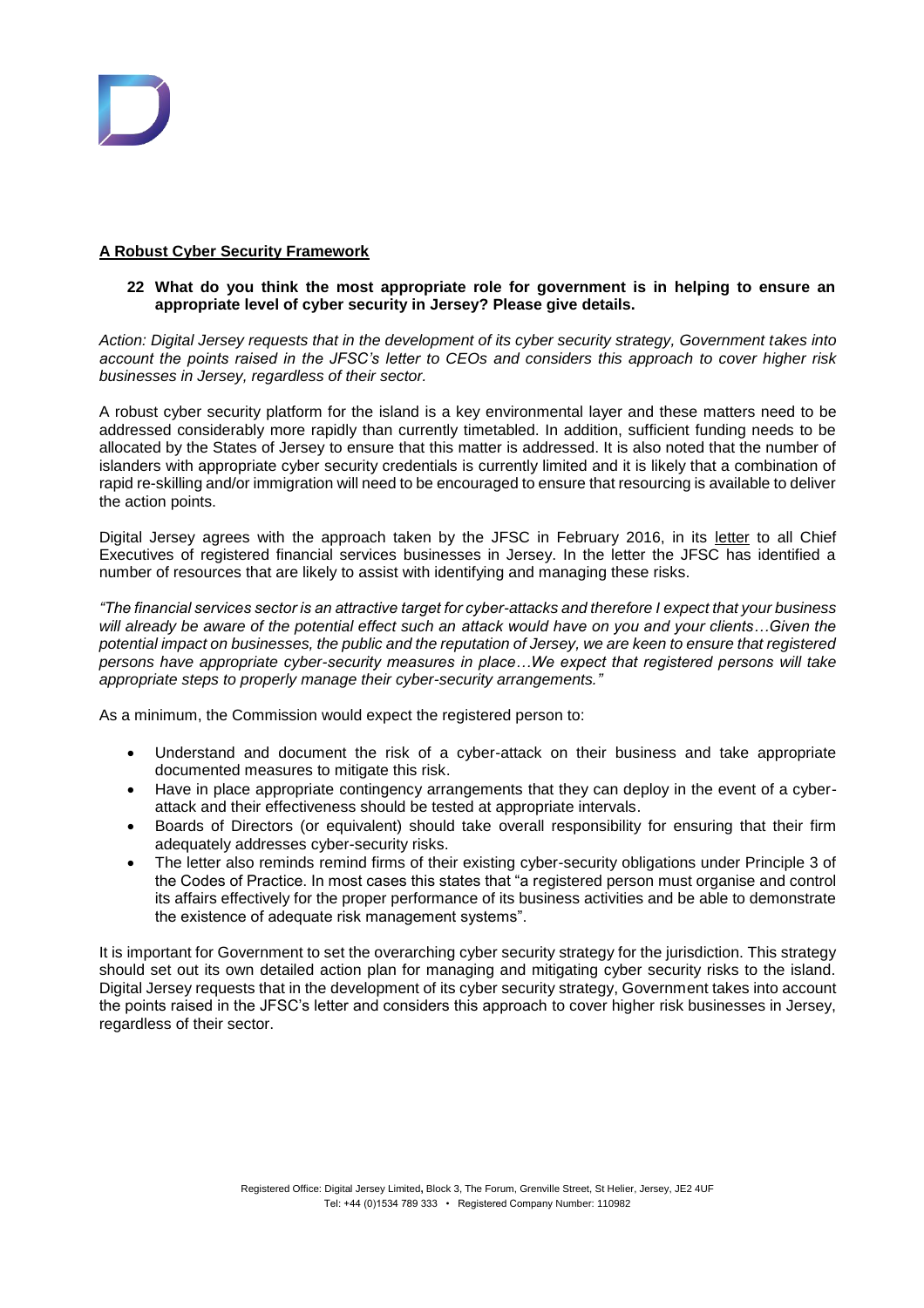**A Robust Cyber Security Framework**

**22 What do you think the most appropriate role for government is in helping to ensure an appropriate level of cyber security in Jersey? Please give details.**

*Action: Digital Jersey requests that in the development of its cyber security strategy, Government takes into account the points raised in the JFSC's letter to CEOs and considers this approach to cover higher risk businesses in Jersey, regardless of their sector.*

A robust cyber security platform for the island is a key environmental layer and these matters need to be addressed considerably more rapidly than currently timetabled. In addition, sufficient funding needs to be allocated by the States of Jersey to ensure that this matter is addressed. It is also noted that the number of islanders with appropriate cyber security credentials is currently limited and it is likely that a combination of rapid re-skilling and/or immigration will need to be encouraged to ensure that resourcing is available to deliver the action points.

Digital Jersey agrees with the approach taken by the JFSC in February 2016, in its letter to all Chief Executives of registered financial services businesses in Jersey. In the letter the JFSC has identified a number of resources that are likely to assist with identifying and managing these risks.

*"The financial services sector is an attractive target for cyber-attacks and therefore I expect that your business will already be aware of the potential effect such an attack would have on you and your clients…Given the potential impact on businesses, the public and the reputation of Jersey, we are keen to ensure that registered persons have appropriate cyber-security measures in place…We expect that registered persons will take appropriate steps to properly manage their cyber-security arrangements."*

As a minimum, the Commission would expect the registered person to:

- Understand and document the risk of a cyber-attack on their business and take appropriate documented measures to mitigate this risk.
- Have in place appropriate contingency arrangements that they can deploy in the event of a cyber-attack and their effectiveness should be tested at appropriate intervals.
- Boards of Directors (or equivalent) should take overall responsibility for ensuring that their firm adequately addresses cyber-security risks.
- The letter also reminds remind firms of their existing cyber-security obligations under Principle 3 of the Codes of Practice. In most cases this states that "a registered person must organise and control its affairs effectively for the proper performance of its business activities and be able to demonstrate the existence of adequate risk management systems".

It is important for Government to set the overarching cyber security strategy for the jurisdiction. This strategy should set out its own detailed action plan for managing and mitigating cyber security risks to the island. Digital Jersey requests that in the development of its cyber security strategy, Government takes into account the points raised in the JFSC's letter and considers this approach to cover higher risk businesses in Jersey, regardless of their sector.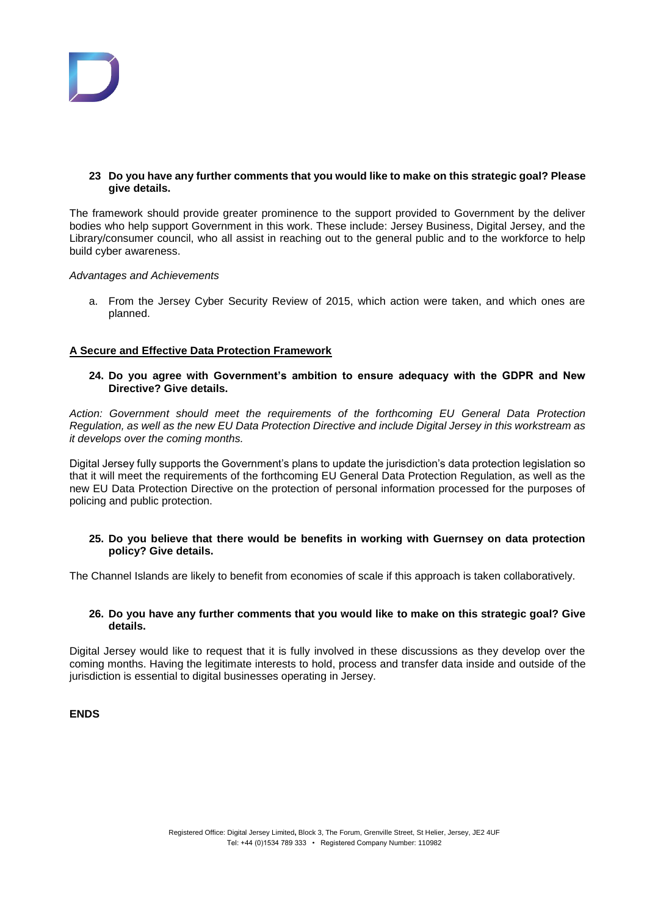**23 Do you have any further comments that you would like to make on this strategic goal? Please give details.**

The framework should provide greater prominence to the support provided to Government by the deliver bodies who help support Government in this work. These include: Jersey Business, Digital Jersey, and the Library/consumer council, who all assist in reaching out to the general public and to the workforce to help build cyber awareness.

*Advantages and Achievements*

a. From the Jersey Cyber Security Review of 2015, which action were taken, and which ones are planned.

**A Secure and Effective Data Protection Framework**

**24. Do you agree with Government's ambition to ensure adequacy with the GDPR and New Directive? Give details.**

*Action: Government should meet the requirements of the forthcoming EU General Data Protection Regulation, as well as the new EU Data Protection Directive and include Digital Jersey in this workstream as it develops over the coming months.*

Digital Jersey fully supports the Government's plans to update the jurisdiction's data protection legislation so that it will meet the requirements of the forthcoming EU General Data Protection Regulation, as well as the new EU Data Protection Directive on the protection of personal information processed for the purposes of policing and public protection.

**25. Do you believe that there would be benefits in working with Guernsey on data protection policy? Give details.**

The Channel Islands are likely to benefit from economies of scale if this approach is taken collaboratively.

**26. Do you have any further comments that you would like to make on this strategic goal? Give details.**

Digital Jersey would like to request that it is fully involved in these discussions as they develop over the coming months. Having the legitimate interests to hold, process and transfer data inside and outside of the jurisdiction is essential to digital businesses operating in Jersey.

**ENDS**